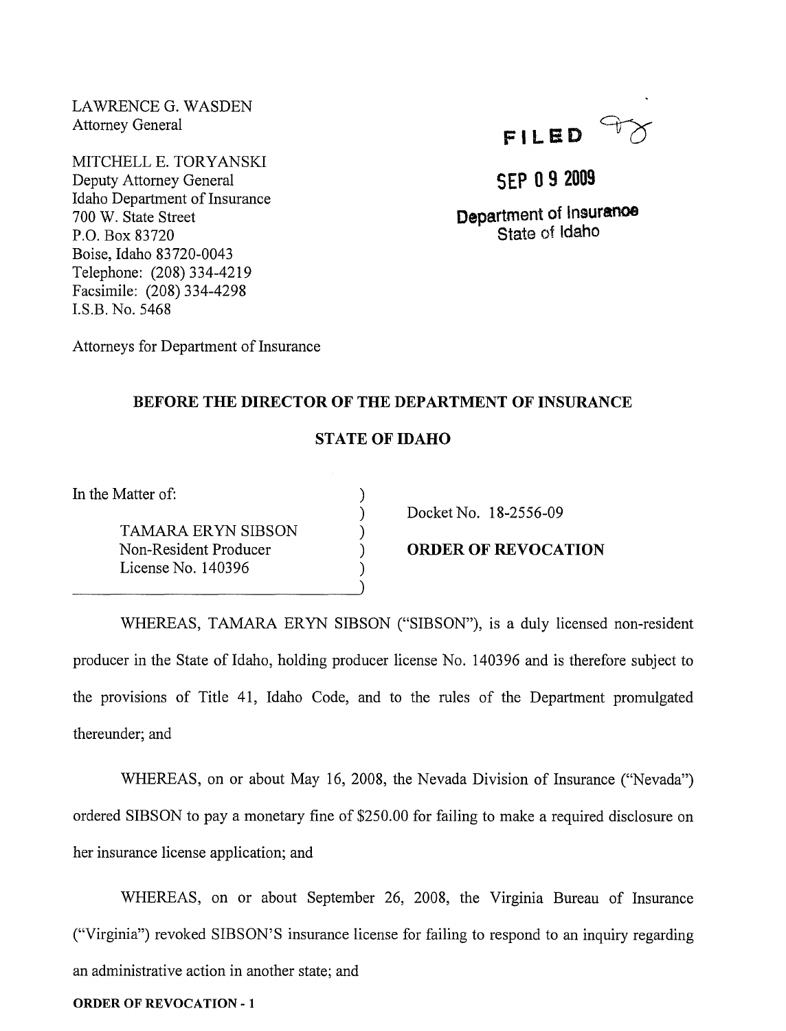LAWRENCE G. WASDEN
Attorney General

MITCHELL E. TORYANSKI
Deputy Attorney General
Idaho Department of Insurance
700 W. State Street
P.O. Box 83720
Boise, Idaho 83720-0043
Telephone: (208) 334-4219
Facsimile: (208) 334-4298
I.S.B. No. 5468

Attorneys for Department of Insurance

FILED

SEP 09 2009

Department of Insurance
State of Idaho

**BEFORE THE DIRECTOR OF THE DEPARTMENT OF INSURANCE**

**STATE OF IDAHO**

In the Matter of:

TAMARA ERYN SIBSON
Non-Resident Producer
License No. 140396

Docket No. 18-2556-09

**ORDER OF REVOCATION**

WHEREAS, TAMARA ERYN SIBSON ("SIBSON"), is a duly licensed non-resident producer in the State of Idaho, holding producer license No. 140396 and is therefore subject to the provisions of Title 41, Idaho Code, and to the rules of the Department promulgated thereunder; and

WHEREAS, on or about May 16, 2008, the Nevada Division of Insurance ("Nevada") ordered SIBSON to pay a monetary fine of $250.00 for failing to make a required disclosure on her insurance license application; and

WHEREAS, on or about September 26, 2008, the Virginia Bureau of Insurance ("Virginia") revoked SIBSON'S insurance license for failing to respond to an inquiry regarding an administrative action in another state; and

**ORDER OF REVOCATION - 1**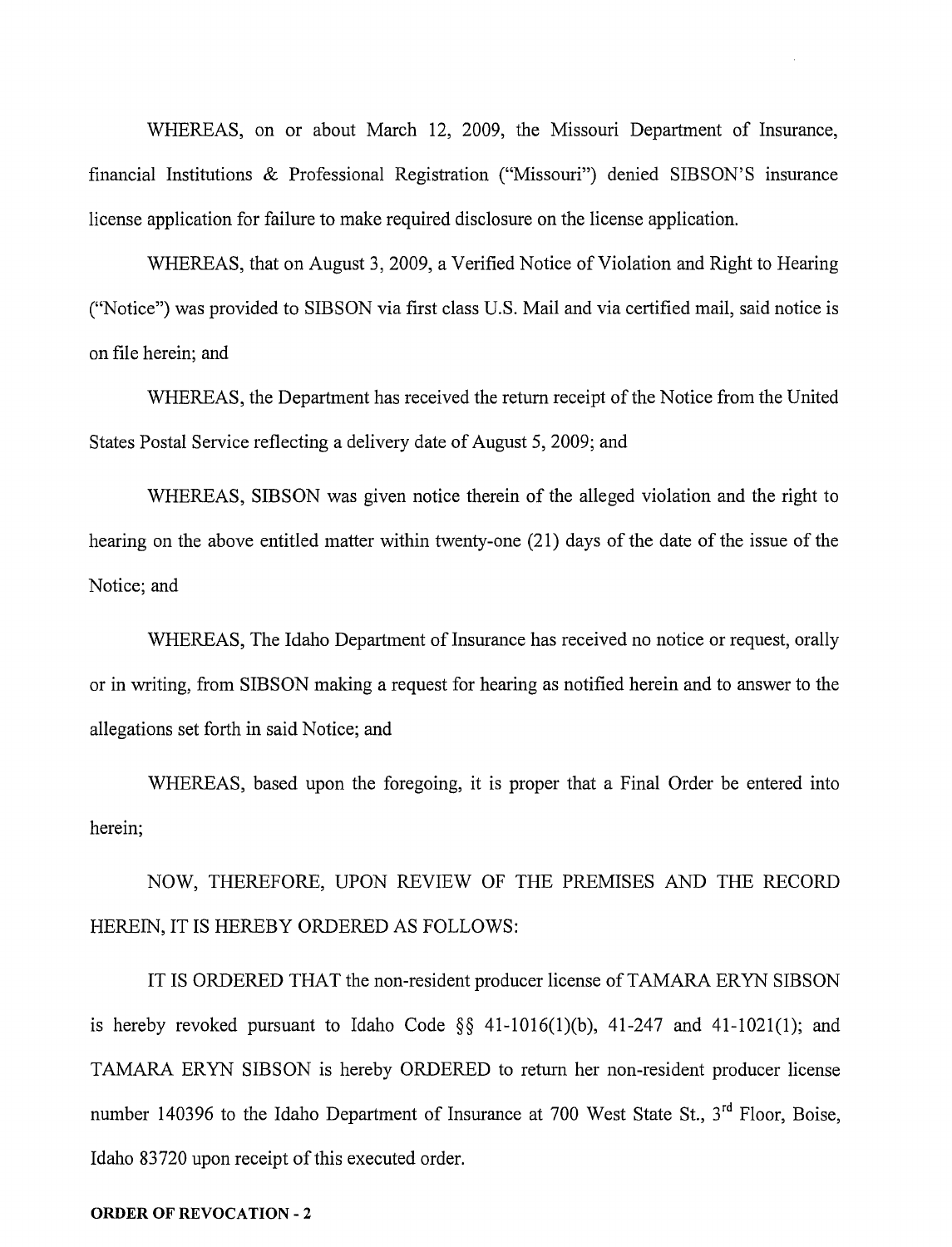WHEREAS, on or about March 12, 2009, the Missouri Department of Insurance, financial Institutions & Professional Registration ("Missouri") denied SIBSON'S insurance license application for failure to make required disclosure on the license application.

WHEREAS, that on August 3, 2009, a Verified Notice of Violation and Right to Hearing ("Notice") was provided to SIBSON via first class U.S. Mail and via certified mail, said notice is on file herein; and

WHEREAS, the Department has received the return receipt of the Notice from the United States Postal Service reflecting a delivery date of August 5, 2009; and

WHEREAS, SIBSON was given notice therein of the alleged violation and the right to hearing on the above entitled matter within twenty-one (21) days of the date of the issue of the Notice; and

WHEREAS, The Idaho Department of Insurance has received no notice or request, orally or in writing, from SIBSON making a request for hearing as notified herein and to answer to the allegations set forth in said Notice; and

WHEREAS, based upon the foregoing, it is proper that a Final Order be entered into herein;

NOW, THEREFORE, UPON REVIEW OF THE PREMISES AND THE RECORD HEREIN, IT IS HEREBY ORDERED AS FOLLOWS:

IT IS ORDERED THAT the non-resident producer license of TAMARA ERYN SIBSON is hereby revoked pursuant to Idaho Code §§ 41-1016(1)(b), 41-247 and 41-1021(1); and TAMARA ERYN SIBSON is hereby ORDERED to return her non-resident producer license number 140396 to the Idaho Department of Insurance at 700 West State St., 3rd Floor, Boise, Idaho 83720 upon receipt of this executed order.

**ORDER OF REVOCATION - 2**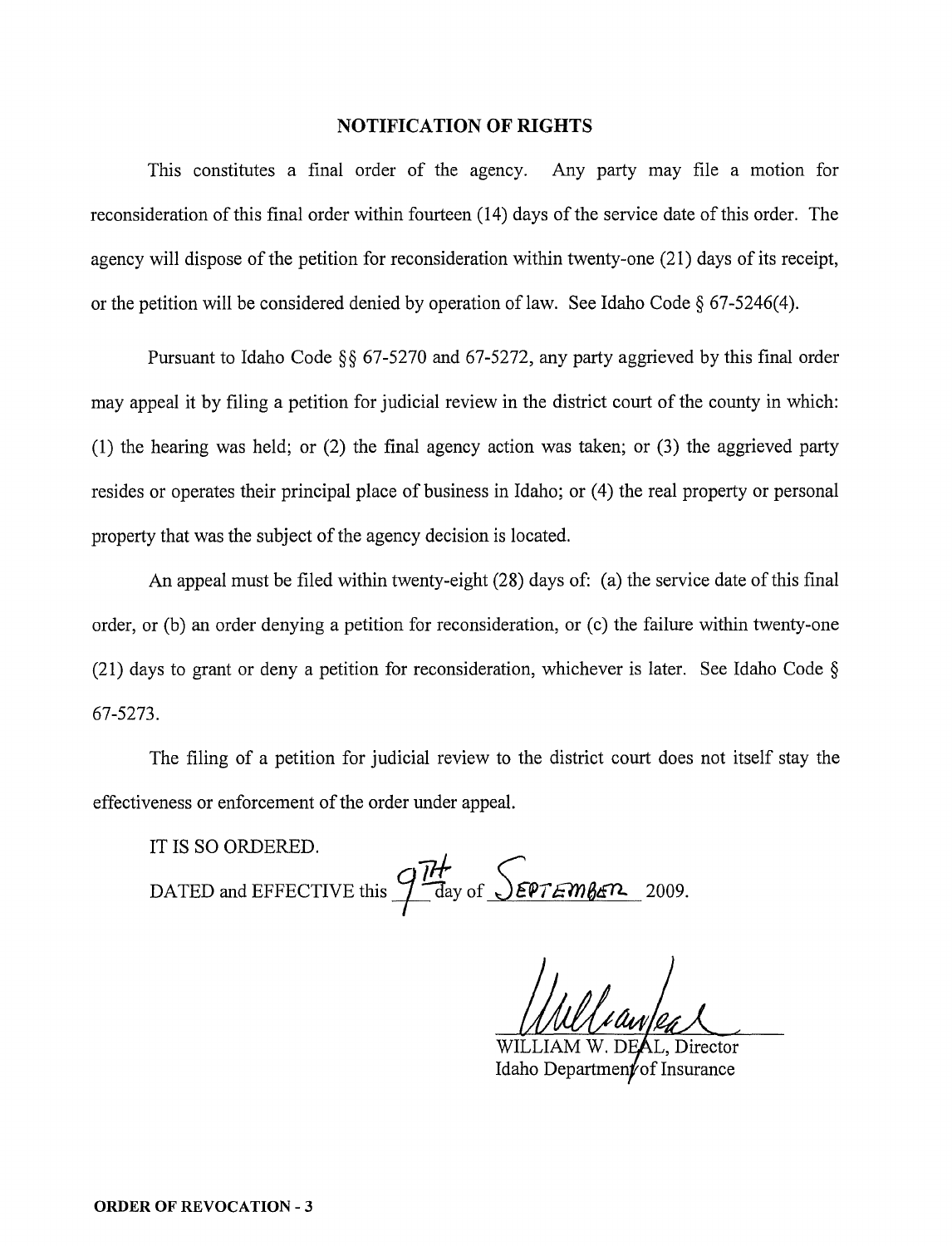## NOTIFICATION OF RIGHTS

This constitutes a final order of the agency. Any party may file a motion for reconsideration of this final order within fourteen (14) days of the service date of this order. The agency will dispose of the petition for reconsideration within twenty-one (21) days of its receipt, or the petition will be considered denied by operation of law. See Idaho Code § 67-5246(4).

Pursuant to Idaho Code §§ 67-5270 and 67-5272, any party aggrieved by this final order may appeal it by filing a petition for judicial review in the district court of the county in which: (1) the hearing was held; or (2) the final agency action was taken; or (3) the aggrieved party resides or operates their principal place of business in Idaho; or (4) the real property or personal property that was the subject of the agency decision is located.

An appeal must be filed within twenty-eight (28) days of: (a) the service date of this final order, or (b) an order denying a petition for reconsideration, or (c) the failure within twenty-one (21) days to grant or deny a petition for reconsideration, whichever is later. See Idaho Code § 67-5273.

The filing of a petition for judicial review to the district court does not itself stay the effectiveness or enforcement of the order under appeal.

IT IS SO ORDERED.

DATED and EFFECTIVE this 9TH day of SEPTEMBER 2009.

WILLIAM W. DEAL, Director
Idaho Department of Insurance

**ORDER OF REVOCATION - 3**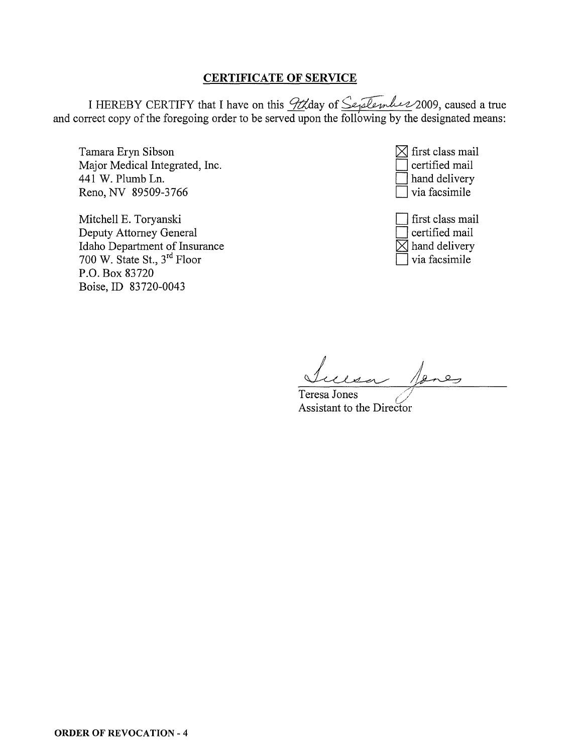## CERTIFICATE OF SERVICE

I HEREBY CERTIFY that I have on this 9th day of September 2009, caused a true and correct copy of the foregoing order to be served upon the following by the designated means:

| | |
|---|---|
| Tamara Eryn Sibson<br>Major Medical Integrated, Inc.<br>441 W. Plumb Ln.<br>Reno, NV 89509-3766 | ☒ first class mail<br>☐ certified mail<br>☐ hand delivery<br>☐ via facsimile |
| Mitchell E. Toryanski<br>Deputy Attorney General<br>Idaho Department of Insurance<br>700 W. State St., 3rd Floor<br>P.O. Box 83720<br>Boise, ID 83720-0043 | ☐ first class mail<br>☐ certified mail<br>☒ hand delivery<br>☐ via facsimile |

Teresa Jones
Assistant to the Director

**ORDER OF REVOCATION - 4**